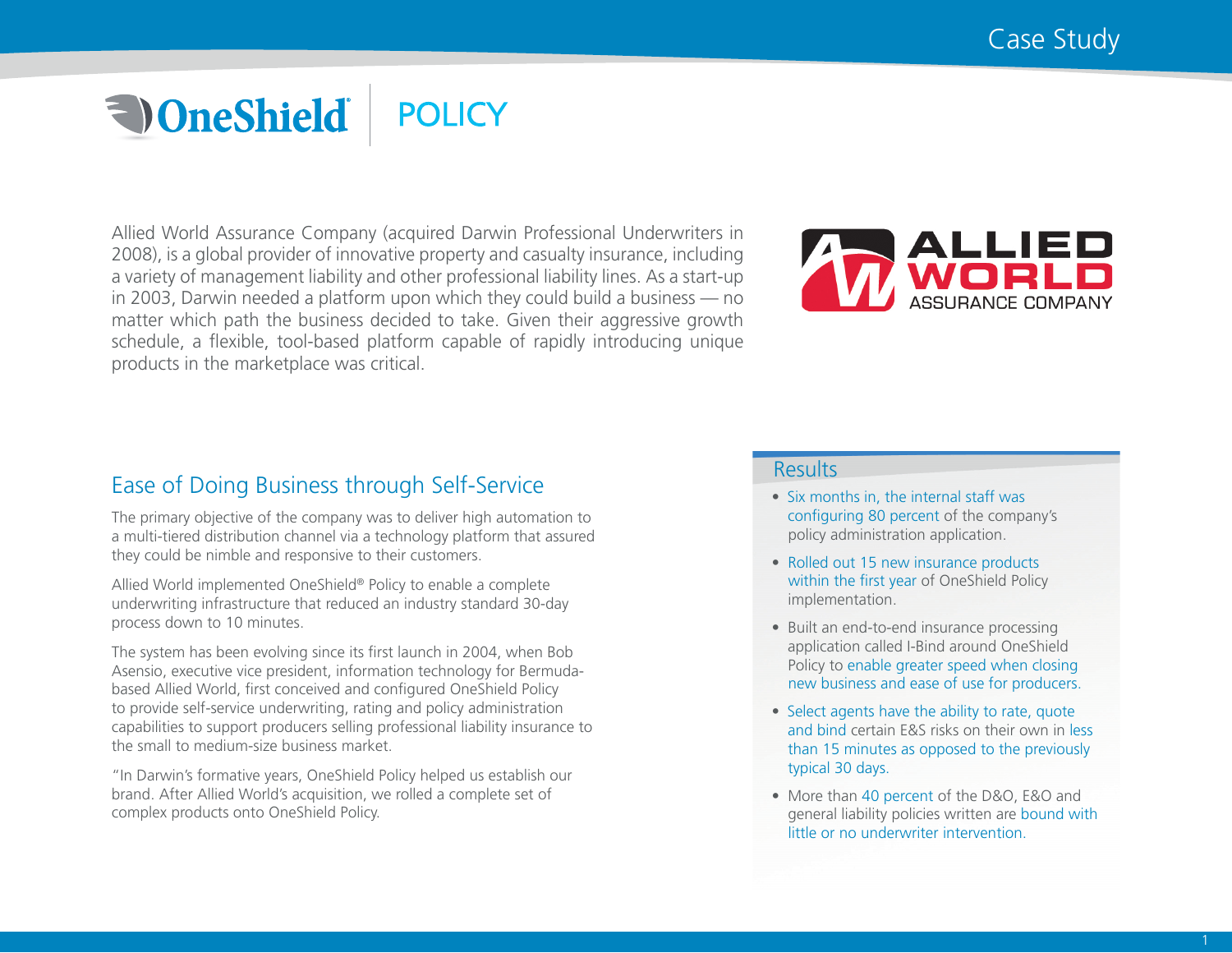Case Study

# OneShield POLICY

Allied World Assurance Company (acquired Darwin Professional Underwriters in 2008), is a global provider of innovative property and casualty insurance, including a variety of management liability and other professional liability lines. As a start-up in 2003, Darwin needed a platform upon which they could build a business — no matter which path the business decided to take. Given their aggressive growth schedule, a flexible, tool-based platform capable of rapidly introducing unique products in the marketplace was critical.

ALLIED WORLD ASSURANCE COMPANY

## Ease of Doing Business through Self-Service

The primary objective of the company was to deliver high automation to a multi-tiered distribution channel via a technology platform that assured they could be nimble and responsive to their customers.

Allied World implemented OneShield® Policy to enable a complete underwriting infrastructure that reduced an industry standard 30-day process down to 10 minutes.

The system has been evolving since its first launch in 2004, when Bob Asensio, executive vice president, information technology for Bermuda-based Allied World, first conceived and configured OneShield Policy to provide self-service underwriting, rating and policy administration capabilities to support producers selling professional liability insurance to the small to medium-size business market.

"In Darwin's formative years, OneShield Policy helped us establish our brand. After Allied World's acquisition, we rolled a complete set of complex products onto OneShield Policy.

## Results

- Six months in, the internal staff was configuring 80 percent of the company's policy administration application.
- Rolled out 15 new insurance products within the first year of OneShield Policy implementation.
- Built an end-to-end insurance processing application called I-Bind around OneShield Policy to enable greater speed when closing new business and ease of use for producers.
- Select agents have the ability to rate, quote and bind certain E&S risks on their own in less than 15 minutes as opposed to the previously typical 30 days.
- More than 40 percent of the D&O, E&O and general liability policies written are bound with little or no underwriter intervention.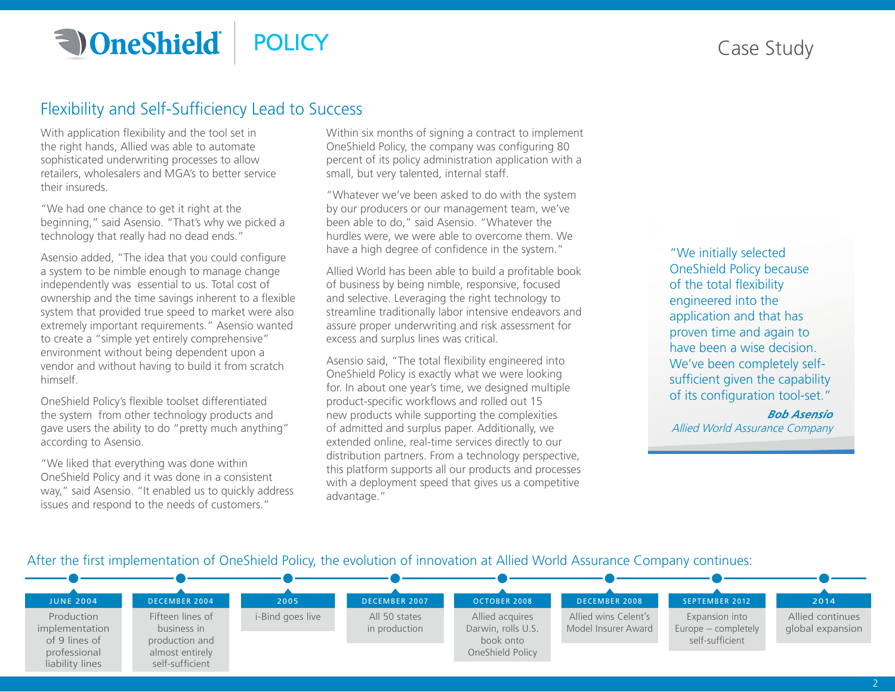## Flexibility and Self-Sufficiency Lead to Success

With application flexibility and the tool set in the right hands, Allied was able to automate sophisticated underwriting processes to allow retailers, wholesalers and MGA's to better service their insureds.

"We had one chance to get it right at the beginning," said Asensio. "That's why we picked a technology that really had no dead ends."

Asensio added, "The idea that you could configure a system to be nimble enough to manage change independently was essential to us. Total cost of ownership and the time savings inherent to a flexible system that provided true speed to market were also extremely important requirements." Asensio wanted to create a "simple yet entirely comprehensive" environment without being dependent upon a vendor and without having to build it from scratch himself.

OneShield Policy's flexible toolset differentiated the system from other technology products and gave users the ability to do "pretty much anything" according to Asensio.

"We liked that everything was done within OneShield Policy and it was done in a consistent way," said Asensio. "It enabled us to quickly address issues and respond to the needs of customers."

Within six months of signing a contract to implement OneShield Policy, the company was configuring 80 percent of its policy administration application with a small, but very talented, internal staff.

"Whatever we've been asked to do with the system by our producers or our management team, we've been able to do," said Asensio. "Whatever the hurdles were, we were able to overcome them. We have a high degree of confidence in the system."

Allied World has been able to build a profitable book of business by being nimble, responsive, focused and selective. Leveraging the right technology to streamline traditionally labor intensive endeavors and assure proper underwriting and risk assessment for excess and surplus lines was critical.

Asensio said, "The total flexibility engineered into OneShield Policy is exactly what we were looking for. In about one year's time, we designed multiple product-specific workflows and rolled out 15 new products while supporting the complexities of admitted and surplus paper. Additionally, we extended online, real-time services directly to our distribution partners. From a technology perspective, this platform supports all our products and processes with a deployment speed that gives us a competitive advantage."

> "We initially selected OneShield Policy because of the total flexibility engineered into the application and that has proven time and again to have been a wise decision. We've been completely self-sufficient given the capability of its configuration tool-set."
>
> ***Bob Asensio***
> *Allied World Assurance Company*

After the first implementation of OneShield Policy, the evolution of innovation at Allied World Assurance Company continues:

| JUNE 2004 | DECEMBER 2004 | 2005 | DECEMBER 2007 | OCTOBER 2008 | DECEMBER 2008 | SEPTEMBER 2012 | 2014 |
|---|---|---|---|---|---|---|---|
| Production implementation of 9 lines of professional liability lines | Fifteen lines of business in production and almost entirely self-sufficient | i-Bind goes live | All 50 states in production | Allied acquires Darwin, rolls U.S. book onto OneShield Policy | Allied wins Celent's Model Insurer Award | Expansion into Europe – completely self-sufficient | Allied continues global expansion |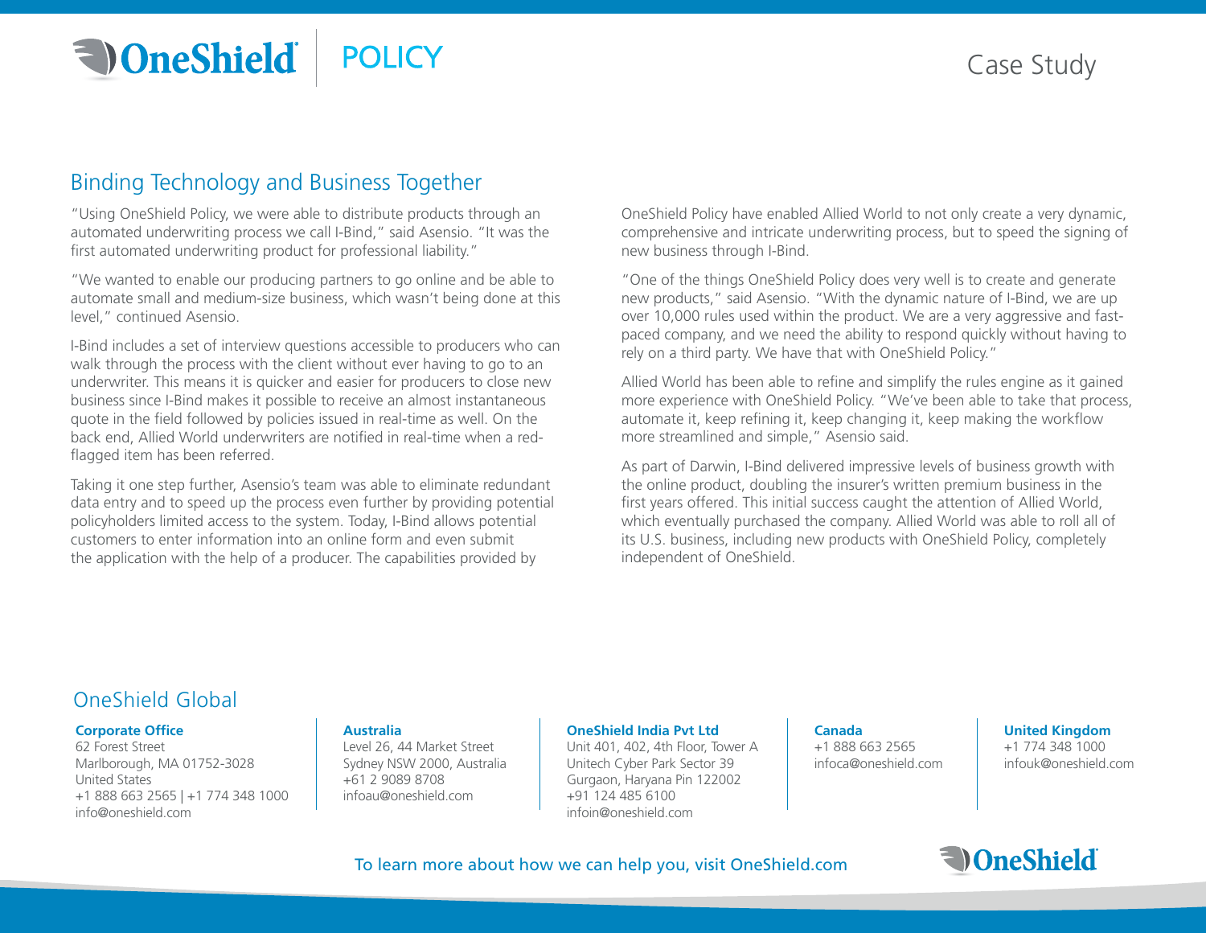## Binding Technology and Business Together

"Using OneShield Policy, we were able to distribute products through an automated underwriting process we call I-Bind," said Asensio. "It was the first automated underwriting product for professional liability."

"We wanted to enable our producing partners to go online and be able to automate small and medium-size business, which wasn't being done at this level," continued Asensio.

I-Bind includes a set of interview questions accessible to producers who can walk through the process with the client without ever having to go to an underwriter. This means it is quicker and easier for producers to close new business since I-Bind makes it possible to receive an almost instantaneous quote in the field followed by policies issued in real-time as well. On the back end, Allied World underwriters are notified in real-time when a red-flagged item has been referred.

Taking it one step further, Asensio's team was able to eliminate redundant data entry and to speed up the process even further by providing potential policyholders limited access to the system. Today, I-Bind allows potential customers to enter information into an online form and even submit the application with the help of a producer. The capabilities provided by OneShield Policy have enabled Allied World to not only create a very dynamic, comprehensive and intricate underwriting process, but to speed the signing of new business through I-Bind.

"One of the things OneShield Policy does very well is to create and generate new products," said Asensio. "With the dynamic nature of I-Bind, we are up over 10,000 rules used within the product. We are a very aggressive and fast-paced company, and we need the ability to respond quickly without having to rely on a third party. We have that with OneShield Policy."

Allied World has been able to refine and simplify the rules engine as it gained more experience with OneShield Policy. "We've been able to take that process, automate it, keep refining it, keep changing it, keep making the workflow more streamlined and simple," Asensio said.

As part of Darwin, I-Bind delivered impressive levels of business growth with the online product, doubling the insurer's written premium business in the first years offered. This initial success caught the attention of Allied World, which eventually purchased the company. Allied World was able to roll all of its U.S. business, including new products with OneShield Policy, completely independent of OneShield.

## OneShield Global

**Corporate Office**
62 Forest Street
Marlborough, MA 01752-3028
United States
+1 888 663 2565 | +1 774 348 1000
info@oneshield.com

**Australia**
Level 26, 44 Market Street
Sydney NSW 2000, Australia
+61 2 9089 8708
infoau@oneshield.com

**OneShield India Pvt Ltd**
Unit 401, 402, 4th Floor, Tower A
Unitech Cyber Park Sector 39
Gurgaon, Haryana Pin 122002
+91 124 485 6100
infoin@oneshield.com

**Canada**
+1 888 663 2565
infoca@oneshield.com

**United Kingdom**
+1 774 348 1000
infouk@oneshield.com

To learn more about how we can help you, visit OneShield.com